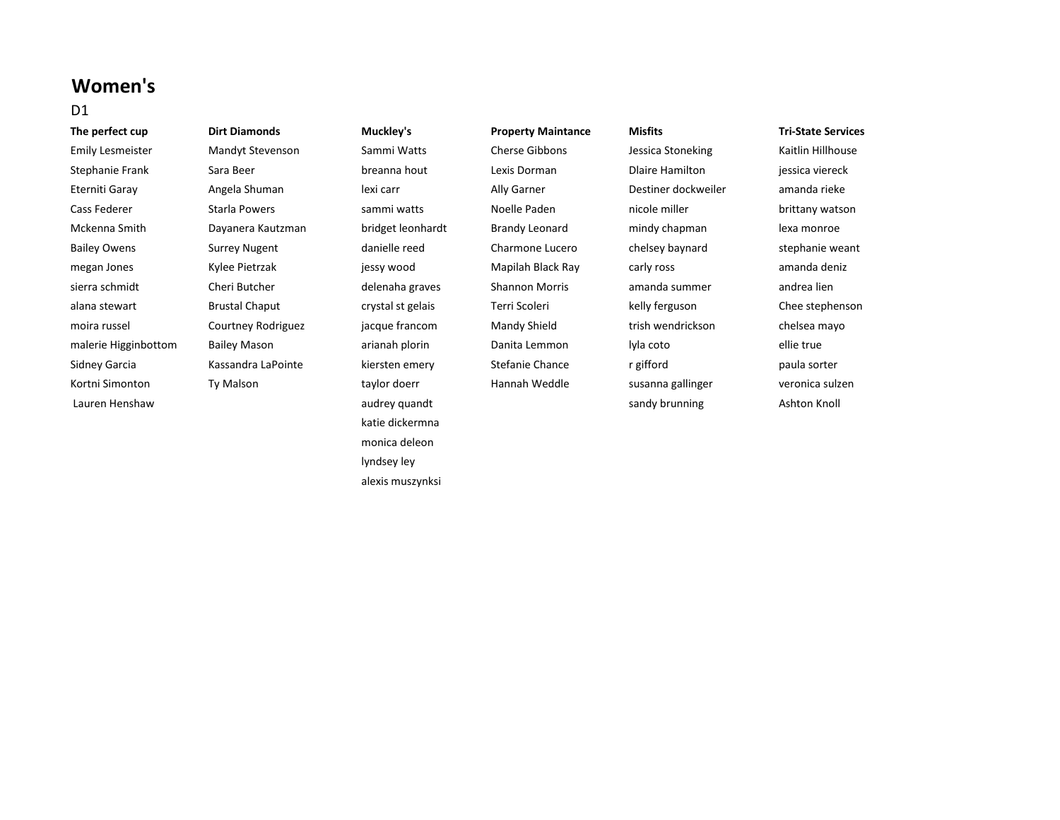# Women's

D1

| The perfect cup | Dirt Diamonds | Muckley's | Property Maintance | Misfits | Tri-State Services |
|---|---|---|---|---|---|
| Emily Lesmeister | Mandyt Stevenson | Sammi Watts | Cherse Gibbons | Jessica Stoneking | Kaitlin Hillhouse |
| Stephanie Frank | Sara Beer | breanna hout | Lexis Dorman | Dlaire Hamilton | jessica viereck |
| Eterniti Garay | Angela Shuman | lexi carr | Ally Garner | Destiner dockweiler | amanda rieke |
| Cass Federer | Starla Powers | sammi watts | Noelle Paden | nicole miller | brittany watson |
| Mckenna Smith | Dayanera Kautzman | bridget leonhardt | Brandy Leonard | mindy chapman | lexa monroe |
| Bailey Owens | Surrey Nugent | danielle reed | Charmone Lucero | chelsey baynard | stephanie weant |
| megan Jones | Kylee Pietrzak | jessy wood | Mapilah Black Ray | carly ross | amanda deniz |
| sierra schmidt | Cheri Butcher | delenaha graves | Shannon Morris | amanda summer | andrea lien |
| alana stewart | Brustal Chaput | crystal st gelais | Terri Scoleri | kelly ferguson | Chee stephenson |
| moira russel | Courtney Rodriguez | jacque francom | Mandy Shield | trish wendrickson | chelsea mayo |
| malerie Higginbottom | Bailey Mason | arianah plorin | Danita Lemmon | lyla coto | ellie true |
| Sidney Garcia | Kassandra LaPointe | kiersten emery | Stefanie Chance | r gifford | paula sorter |
| Kortni Simonton | Ty Malson | taylor doerr | Hannah Weddle | susanna gallinger | veronica sulzen |
| Lauren Henshaw | | audrey quandt | | sandy brunning | Ashton Knoll |
| | | katie dickermna | | | |
| | | monica deleon | | | |
| | | lyndsey ley | | | |
| | | alexis muszynksi | | | |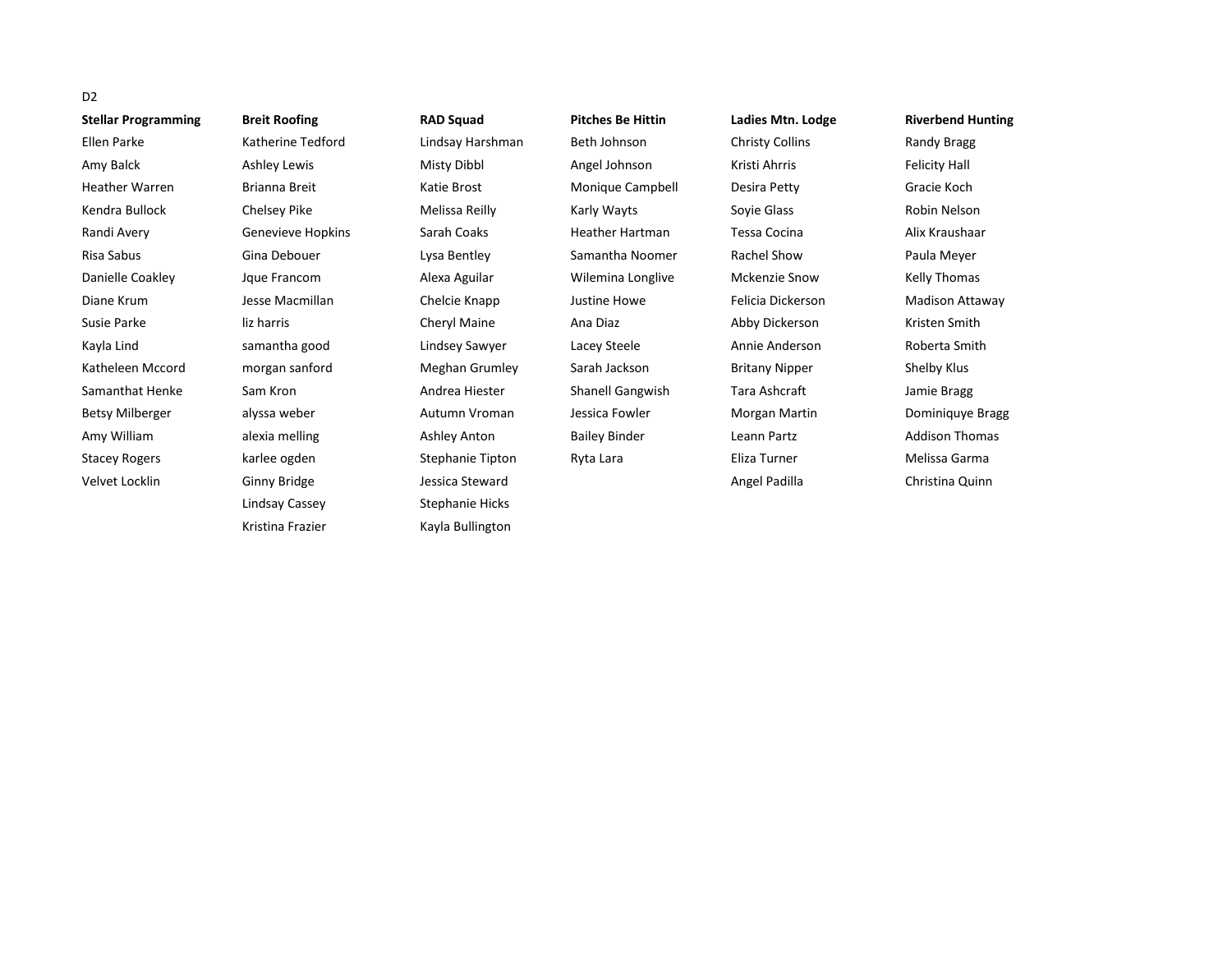D2

| Stellar Programming | Breit Roofing | RAD Squad | Pitches Be Hittin | Ladies Mtn. Lodge | Riverbend Hunting |
|---|---|---|---|---|---|
| Ellen Parke | Katherine Tedford | Lindsay Harshman | Beth Johnson | Christy Collins | Randy Bragg |
| Amy Balck | Ashley Lewis | Misty Dibbl | Angel Johnson | Kristi Ahrris | Felicity Hall |
| Heather Warren | Brianna Breit | Katie Brost | Monique Campbell | Desira Petty | Gracie Koch |
| Kendra Bullock | Chelsey Pike | Melissa Reilly | Karly Wayts | Soyie Glass | Robin Nelson |
| Randi Avery | Genevieve Hopkins | Sarah Coaks | Heather Hartman | Tessa Cocina | Alix Kraushaar |
| Risa Sabus | Gina Debouer | Lysa Bentley | Samantha Noomer | Rachel Show | Paula Meyer |
| Danielle Coakley | Jque Francom | Alexa Aguilar | Wilemina Longlive | Mckenzie Snow | Kelly Thomas |
| Diane Krum | Jesse Macmillan | Chelcie Knapp | Justine Howe | Felicia Dickerson | Madison Attaway |
| Susie Parke | liz harris | Cheryl Maine | Ana Diaz | Abby Dickerson | Kristen Smith |
| Kayla Lind | samantha good | Lindsey Sawyer | Lacey Steele | Annie Anderson | Roberta Smith |
| Katheleen Mccord | morgan sanford | Meghan Grumley | Sarah Jackson | Britany Nipper | Shelby Klus |
| Samanthat Henke | Sam Kron | Andrea Hiester | Shanell Gangwish | Tara Ashcraft | Jamie Bragg |
| Betsy Milberger | alyssa weber | Autumn Vroman | Jessica Fowler | Morgan Martin | Dominiquye Bragg |
| Amy William | alexia melling | Ashley Anton | Bailey Binder | Leann Partz | Addison Thomas |
| Stacey Rogers | karlee ogden | Stephanie Tipton | Ryta Lara | Eliza Turner | Melissa Garma |
| Velvet Locklin | Ginny Bridge | Jessica Steward | | Angel Padilla | Christina Quinn |
| | Lindsay Cassey | Stephanie Hicks | | | |
| | Kristina Frazier | Kayla Bullington | | | |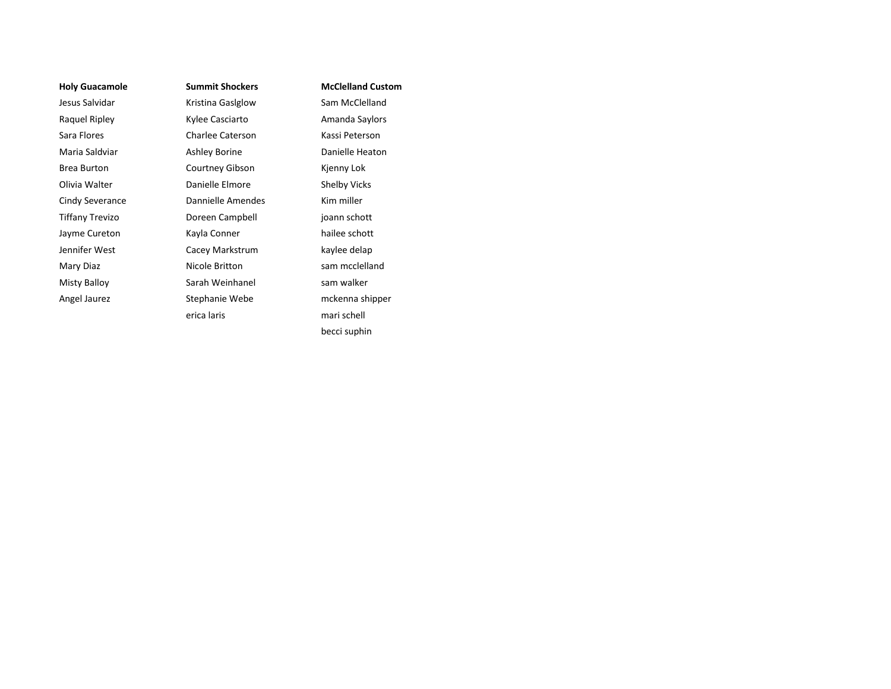| **Holy Guacamole** | **Summit Shockers** | **McClelland Custom** |
| --- | --- | --- |
| Jesus Salvidar | Kristina Gaslglow | Sam McClelland |
| Raquel Ripley | Kylee Casciarto | Amanda Saylors |
| Sara Flores | Charlee Caterson | Kassi Peterson |
| Maria Saldviar | Ashley Borine | Danielle Heaton |
| Brea Burton | Courtney Gibson | Kjenny Lok |
| Olivia Walter | Danielle Elmore | Shelby Vicks |
| Cindy Severance | Dannielle Amendes | Kim miller |
| Tiffany Trevizo | Doreen Campbell | joann schott |
| Jayme Cureton | Kayla Conner | hailee schott |
| Jennifer West | Cacey Markstrum | kaylee delap |
| Mary Diaz | Nicole Britton | sam mcclelland |
| Misty Balloy | Sarah Weinhanel | sam walker |
| Angel Jaurez | Stephanie Webe | mckenna shipper |
| | erica laris | mari schell |
| | | becci suphin |